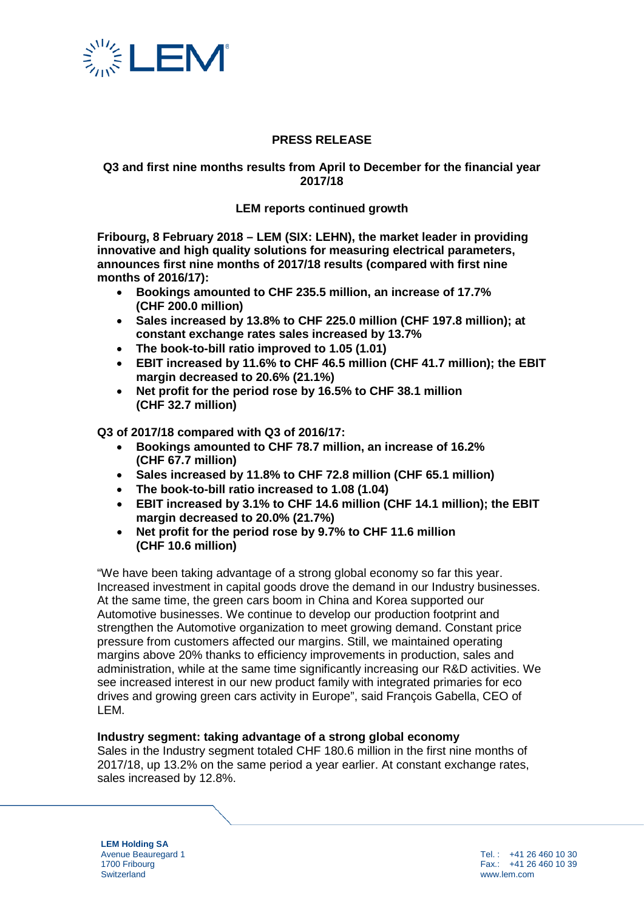**PRESS RELEASE**

**Q3 and first nine months results from April to December for the financial year 2017/18**

**LEM reports continued growth**

**Fribourg, 8 February 2018 – LEM (SIX: LEHN), the market leader in providing innovative and high quality solutions for measuring electrical parameters, announces first nine months of 2017/18 results (compared with first nine months of 2016/17):**

- **Bookings amounted to CHF 235.5 million, an increase of 17.7% (CHF 200.0 million)**
- **Sales increased by 13.8% to CHF 225.0 million (CHF 197.8 million); at constant exchange rates sales increased by 13.7%**
- **The book-to-bill ratio improved to 1.05 (1.01)**
- **EBIT increased by 11.6% to CHF 46.5 million (CHF 41.7 million); the EBIT margin decreased to 20.6% (21.1%)**
- **Net profit for the period rose by 16.5% to CHF 38.1 million (CHF 32.7 million)**

**Q3 of 2017/18 compared with Q3 of 2016/17:**

- **Bookings amounted to CHF 78.7 million, an increase of 16.2% (CHF 67.7 million)**
- **Sales increased by 11.8% to CHF 72.8 million (CHF 65.1 million)**
- **The book-to-bill ratio increased to 1.08 (1.04)**
- **EBIT increased by 3.1% to CHF 14.6 million (CHF 14.1 million); the EBIT margin decreased to 20.0% (21.7%)**
- **Net profit for the period rose by 9.7% to CHF 11.6 million (CHF 10.6 million)**

"We have been taking advantage of a strong global economy so far this year. Increased investment in capital goods drove the demand in our Industry businesses. At the same time, the green cars boom in China and Korea supported our Automotive businesses. We continue to develop our production footprint and strengthen the Automotive organization to meet growing demand. Constant price pressure from customers affected our margins. Still, we maintained operating margins above 20% thanks to efficiency improvements in production, sales and administration, while at the same time significantly increasing our R&D activities. We see increased interest in our new product family with integrated primaries for eco drives and growing green cars activity in Europe", said François Gabella, CEO of LEM.

**Industry segment: taking advantage of a strong global economy**

Sales in the Industry segment totaled CHF 180.6 million in the first nine months of 2017/18, up 13.2% on the same period a year earlier. At constant exchange rates, sales increased by 12.8%.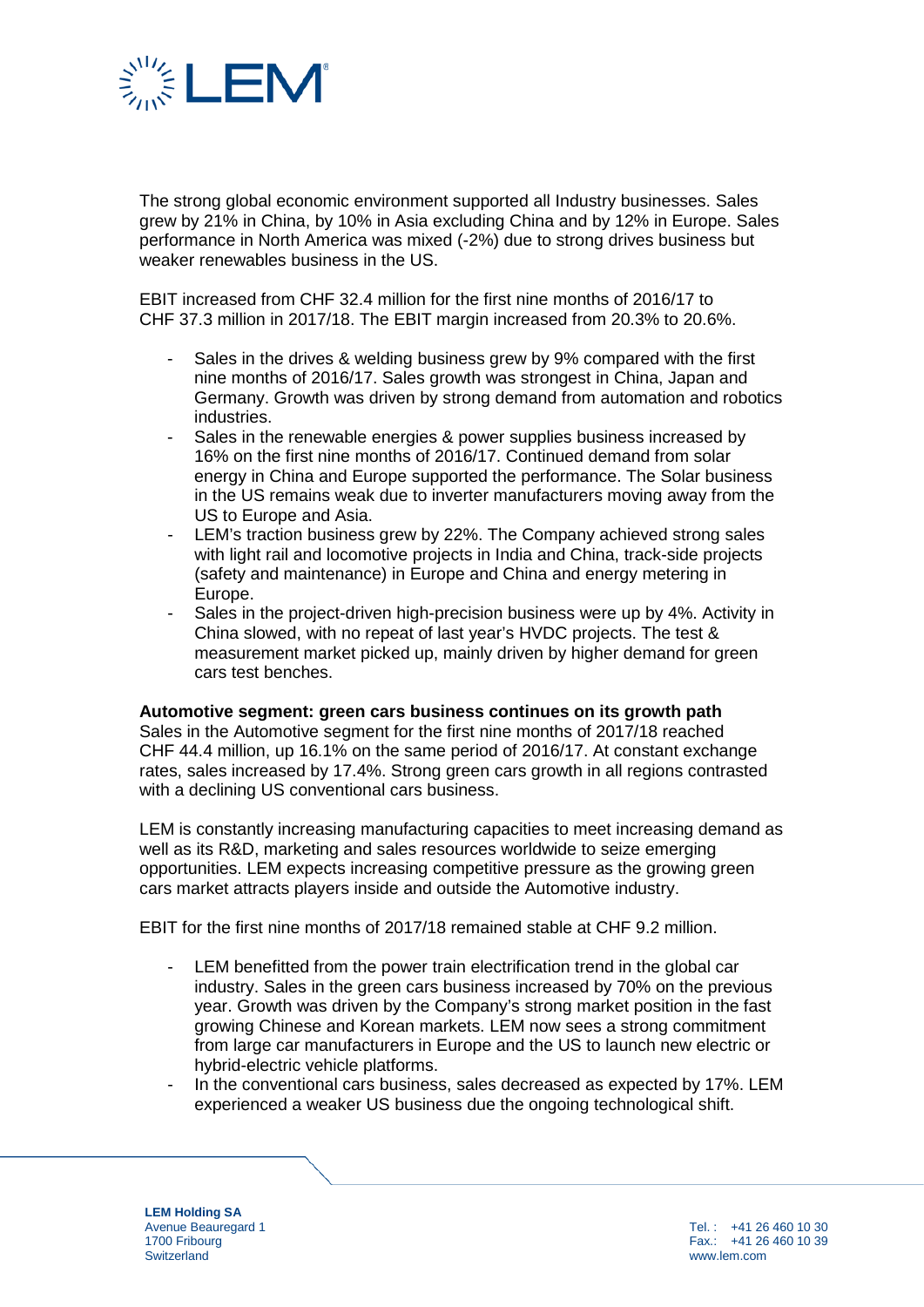The strong global economic environment supported all Industry businesses. Sales grew by 21% in China, by 10% in Asia excluding China and by 12% in Europe. Sales performance in North America was mixed (-2%) due to strong drives business but weaker renewables business in the US.

EBIT increased from CHF 32.4 million for the first nine months of 2016/17 to CHF 37.3 million in 2017/18. The EBIT margin increased from 20.3% to 20.6%.

- Sales in the drives & welding business grew by 9% compared with the first nine months of 2016/17. Sales growth was strongest in China, Japan and Germany. Growth was driven by strong demand from automation and robotics industries.
- Sales in the renewable energies & power supplies business increased by 16% on the first nine months of 2016/17. Continued demand from solar energy in China and Europe supported the performance. The Solar business in the US remains weak due to inverter manufacturers moving away from the US to Europe and Asia.
- LEM's traction business grew by 22%. The Company achieved strong sales with light rail and locomotive projects in India and China, track-side projects (safety and maintenance) in Europe and China and energy metering in Europe.
- Sales in the project-driven high-precision business were up by 4%. Activity in China slowed, with no repeat of last year's HVDC projects. The test & measurement market picked up, mainly driven by higher demand for green cars test benches.

**Automotive segment: green cars business continues on its growth path**
Sales in the Automotive segment for the first nine months of 2017/18 reached CHF 44.4 million, up 16.1% on the same period of 2016/17. At constant exchange rates, sales increased by 17.4%. Strong green cars growth in all regions contrasted with a declining US conventional cars business.

LEM is constantly increasing manufacturing capacities to meet increasing demand as well as its R&D, marketing and sales resources worldwide to seize emerging opportunities. LEM expects increasing competitive pressure as the growing green cars market attracts players inside and outside the Automotive industry.

EBIT for the first nine months of 2017/18 remained stable at CHF 9.2 million.

- LEM benefitted from the power train electrification trend in the global car industry. Sales in the green cars business increased by 70% on the previous year. Growth was driven by the Company's strong market position in the fast growing Chinese and Korean markets. LEM now sees a strong commitment from large car manufacturers in Europe and the US to launch new electric or hybrid-electric vehicle platforms.
- In the conventional cars business, sales decreased as expected by 17%. LEM experienced a weaker US business due the ongoing technological shift.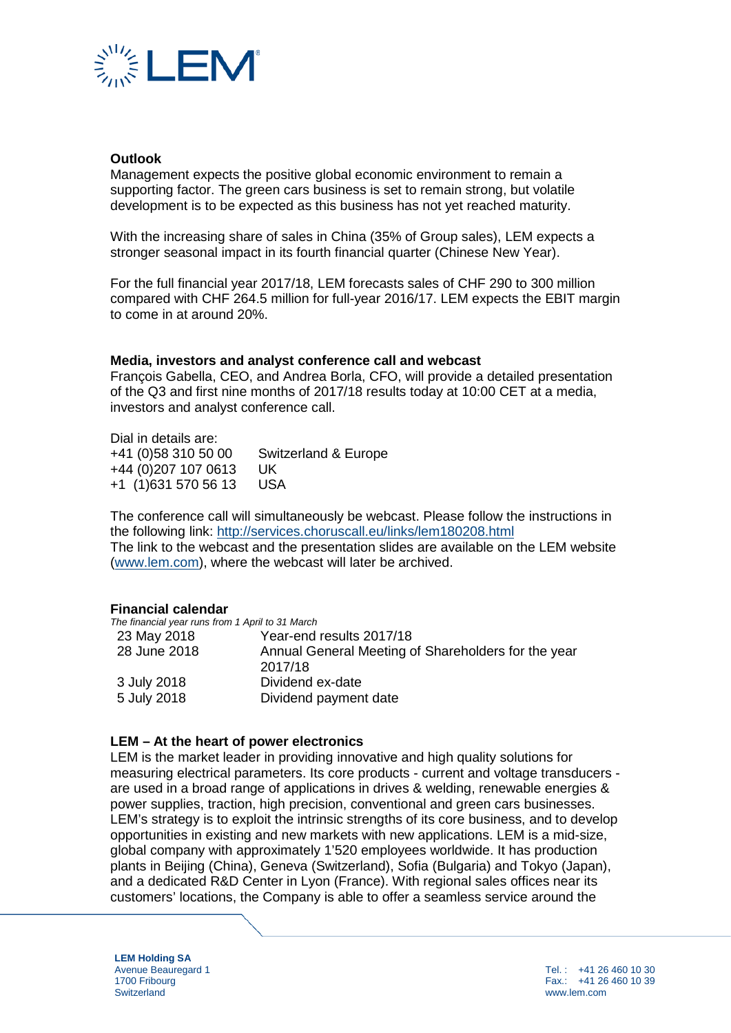**Outlook**

Management expects the positive global economic environment to remain a supporting factor. The green cars business is set to remain strong, but volatile development is to be expected as this business has not yet reached maturity.

With the increasing share of sales in China (35% of Group sales), LEM expects a stronger seasonal impact in its fourth financial quarter (Chinese New Year).

For the full financial year 2017/18, LEM forecasts sales of CHF 290 to 300 million compared with CHF 264.5 million for full-year 2016/17. LEM expects the EBIT margin to come in at around 20%.

**Media, investors and analyst conference call and webcast**

François Gabella, CEO, and Andrea Borla, CFO, will provide a detailed presentation of the Q3 and first nine months of 2017/18 results today at 10:00 CET at a media, investors and analyst conference call.

Dial in details are:

| | |
|---|---|
| +41 (0)58 310 50 00 | Switzerland & Europe |
| +44 (0)207 107 0613 | UK |
| +1 (1)631 570 56 13 | USA |

The conference call will simultaneously be webcast. Please follow the instructions in the following link: http://services.choruscall.eu/links/lem180208.html
The link to the webcast and the presentation slides are available on the LEM website (www.lem.com), where the webcast will later be archived.

**Financial calendar**

*The financial year runs from 1 April to 31 March*

| | |
|---|---|
| 23 May 2018 | Year-end results 2017/18 |
| 28 June 2018 | Annual General Meeting of Shareholders for the year 2017/18 |
| 3 July 2018 | Dividend ex-date |
| 5 July 2018 | Dividend payment date |

**LEM – At the heart of power electronics**

LEM is the market leader in providing innovative and high quality solutions for measuring electrical parameters. Its core products - current and voltage transducers - are used in a broad range of applications in drives & welding, renewable energies & power supplies, traction, high precision, conventional and green cars businesses. LEM's strategy is to exploit the intrinsic strengths of its core business, and to develop opportunities in existing and new markets with new applications. LEM is a mid-size, global company with approximately 1'520 employees worldwide. It has production plants in Beijing (China), Geneva (Switzerland), Sofia (Bulgaria) and Tokyo (Japan), and a dedicated R&D Center in Lyon (France). With regional sales offices near its customers' locations, the Company is able to offer a seamless service around the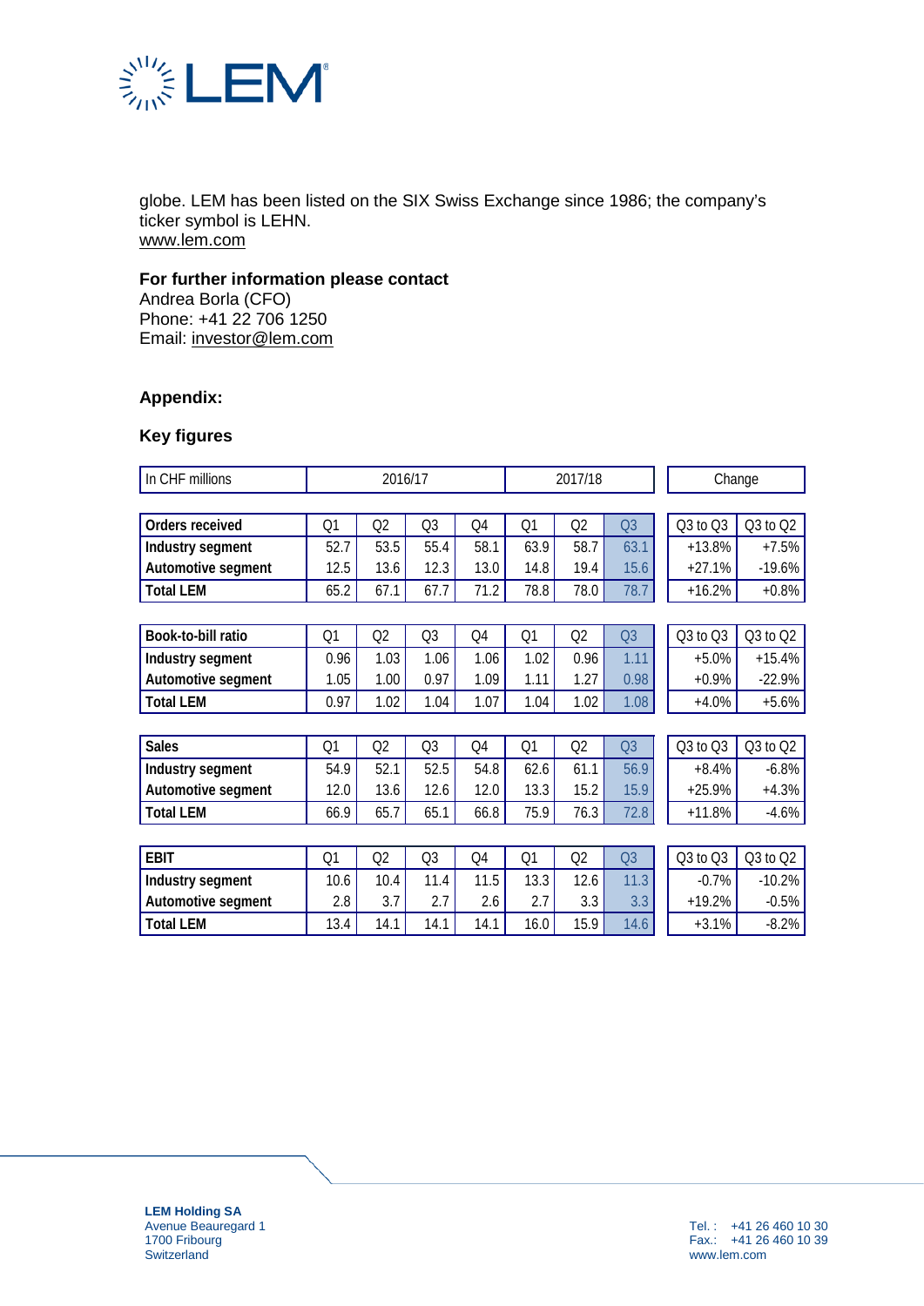globe. LEM has been listed on the SIX Swiss Exchange since 1986; the company's ticker symbol is LEHN.
www.lem.com

**For further information please contact**
Andrea Borla (CFO)
Phone: +41 22 706 1250
Email: investor@lem.com

### Appendix:

### Key figures

| In CHF millions | 2016/17 | | | | 2017/18 | | | Change | |
|---|---|---|---|---|---|---|---|---|---|
| **Orders received** | Q1 | Q2 | Q3 | Q4 | Q1 | Q2 | Q3 | Q3 to Q3 | Q3 to Q2 |
| **Industry segment** | 52.7 | 53.5 | 55.4 | 58.1 | 63.9 | 58.7 | 63.1 | +13.8% | +7.5% |
| **Automotive segment** | 12.5 | 13.6 | 12.3 | 13.0 | 14.8 | 19.4 | 15.6 | +27.1% | -19.6% |
| **Total LEM** | 65.2 | 67.1 | 67.7 | 71.2 | 78.8 | 78.0 | 78.7 | +16.2% | +0.8% |
| **Book-to-bill ratio** | Q1 | Q2 | Q3 | Q4 | Q1 | Q2 | Q3 | Q3 to Q3 | Q3 to Q2 |
| **Industry segment** | 0.96 | 1.03 | 1.06 | 1.06 | 1.02 | 0.96 | 1.11 | +5.0% | +15.4% |
| **Automotive segment** | 1.05 | 1.00 | 0.97 | 1.09 | 1.11 | 1.27 | 0.98 | +0.9% | -22.9% |
| **Total LEM** | 0.97 | 1.02 | 1.04 | 1.07 | 1.04 | 1.02 | 1.08 | +4.0% | +5.6% |
| **Sales** | Q1 | Q2 | Q3 | Q4 | Q1 | Q2 | Q3 | Q3 to Q3 | Q3 to Q2 |
| **Industry segment** | 54.9 | 52.1 | 52.5 | 54.8 | 62.6 | 61.1 | 56.9 | +8.4% | -6.8% |
| **Automotive segment** | 12.0 | 13.6 | 12.6 | 12.0 | 13.3 | 15.2 | 15.9 | +25.9% | +4.3% |
| **Total LEM** | 66.9 | 65.7 | 65.1 | 66.8 | 75.9 | 76.3 | 72.8 | +11.8% | -4.6% |
| **EBIT** | Q1 | Q2 | Q3 | Q4 | Q1 | Q2 | Q3 | Q3 to Q3 | Q3 to Q2 |
| **Industry segment** | 10.6 | 10.4 | 11.4 | 11.5 | 13.3 | 12.6 | 11.3 | -0.7% | -10.2% |
| **Automotive segment** | 2.8 | 3.7 | 2.7 | 2.6 | 2.7 | 3.3 | 3.3 | +19.2% | -0.5% |
| **Total LEM** | 13.4 | 14.1 | 14.1 | 14.1 | 16.0 | 15.9 | 14.6 | +3.1% | -8.2% |

**LEM Holding SA**
Avenue Beauregard 1
1700 Fribourg
Switzerland

Tel.: +41 26 460 10 30
Fax.: +41 26 460 10 39
www.lem.com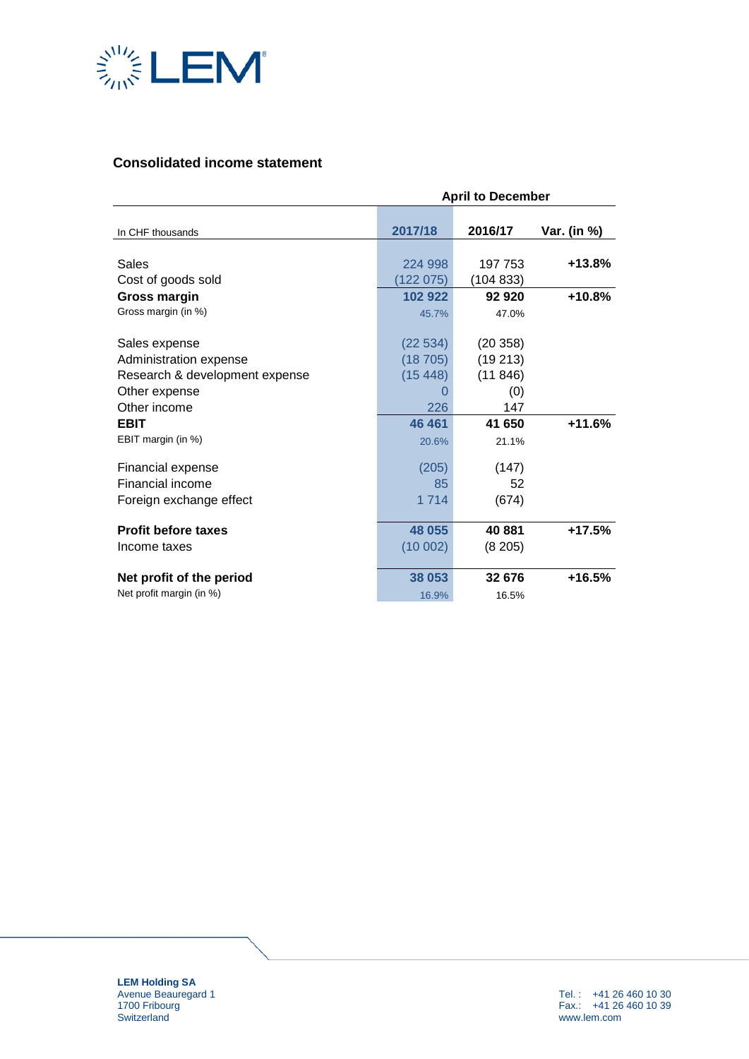## Consolidated income statement

| In CHF thousands | April to December 2017/18 | 2016/17 | Var. (in %) |
|---|---|---|---|
| Sales | 224 998 | 197 753 | +13.8% |
| Cost of goods sold | (122 075) | (104 833) | |
| **Gross margin** | **102 922** | **92 920** | **+10.8%** |
| Gross margin (in %) | 45.7% | 47.0% | |
| Sales expense | (22 534) | (20 358) | |
| Administration expense | (18 705) | (19 213) | |
| Research & development expense | (15 448) | (11 846) | |
| Other expense | 0 | (0) | |
| Other income | 226 | 147 | |
| **EBIT** | **46 461** | **41 650** | **+11.6%** |
| EBIT margin (in %) | 20.6% | 21.1% | |
| Financial expense | (205) | (147) | |
| Financial income | 85 | 52 | |
| Foreign exchange effect | 1 714 | (674) | |
| **Profit before taxes** | **48 055** | **40 881** | **+17.5%** |
| Income taxes | (10 002) | (8 205) | |
| **Net profit of the period** | **38 053** | **32 676** | **+16.5%** |
| Net profit margin (in %) | 16.9% | 16.5% | |

**LEM Holding SA**
Avenue Beauregard 1
1700 Fribourg
Switzerland

Tel. : +41 26 460 10 30
Fax.: +41 26 460 10 39
www.lem.com